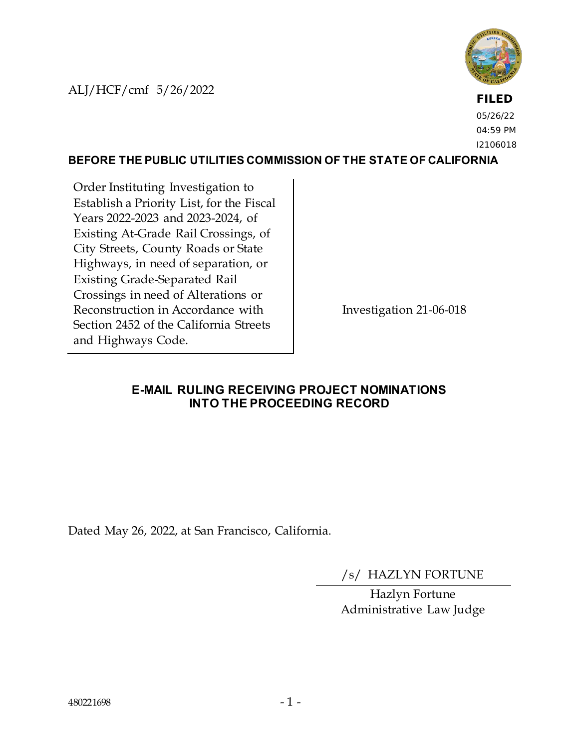ALJ/HCF/cmf 5/26/2022

**FILED**
05/26/22
04:59 PM
I2106018

**BEFORE THE PUBLIC UTILITIES COMMISSION OF THE STATE OF CALIFORNIA**

| | |
|---|---|
| Order Instituting Investigation to Establish a Priority List, for the Fiscal Years 2022-2023 and 2023-2024, of Existing At-Grade Rail Crossings, of City Streets, County Roads or State Highways, in need of separation, or Existing Grade-Separated Rail Crossings in need of Alterations or Reconstruction in Accordance with Section 2452 of the California Streets and Highways Code. | Investigation 21-06-018 |

## E-MAIL RULING RECEIVING PROJECT NOMINATIONS INTO THE PROCEEDING RECORD

Dated May 26, 2022, at San Francisco, California.

/s/ HAZLYN FORTUNE

Hazlyn Fortune
Administrative Law Judge

480221698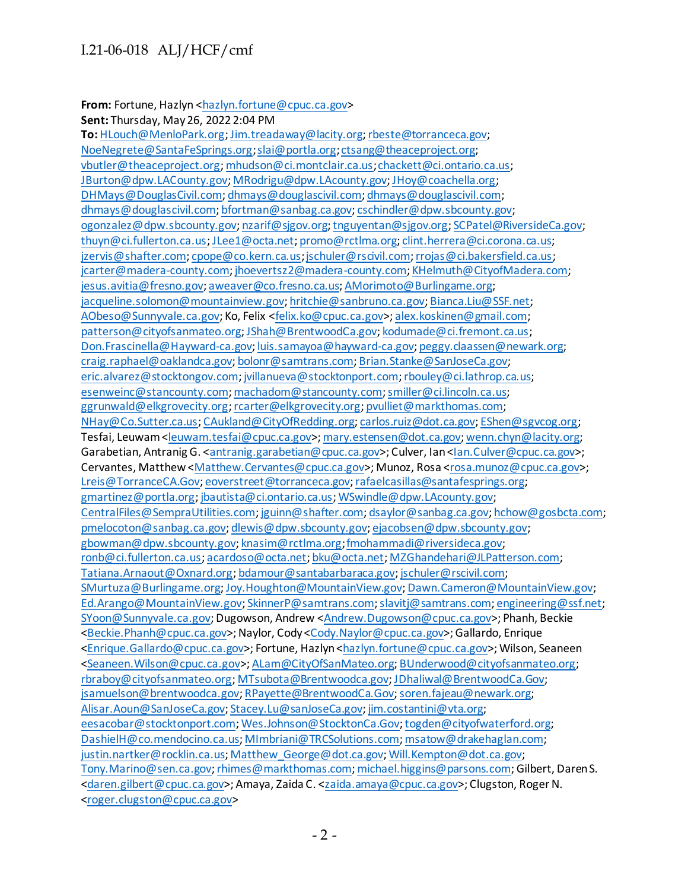**From:** Fortune, Hazlyn <hazlyn.fortune@cpuc.ca.gov>
**Sent:** Thursday, May 26, 2022 2:04 PM
**To:** HLouch@MenloPark.org; Jim.treadaway@lacity.org; rbeste@torranceca.gov; NoeNegrete@SantaFeSprings.org; slai@portla.org; ctsang@theaceproject.org; vbutler@theaceproject.org; mhudson@ci.montclair.ca.us; chackett@ci.ontario.ca.us; JBurton@dpw.LACounty.gov; MRodrigu@dpw.LAcounty.gov; JHoy@coachella.org; DHMays@DouglasCivil.com; dhmays@douglascivil.com; dhmays@douglascivil.com; dhmays@douglascivil.com; bfortman@sanbag.ca.gov; cschindler@dpw.sbcounty.gov; ogonzalez@dpw.sbcounty.gov; nzarif@sjgov.org; tnguyentan@sjgov.org; SCPatel@RiversideCa.gov; thuyn@ci.fullerton.ca.us; JLee1@octa.net; promo@rctlma.org; clint.herrera@ci.corona.ca.us; jzervis@shafter.com; cpope@co.kern.ca.us; jschuler@rscivil.com; rrojas@ci.bakersfield.ca.us; jcarter@madera-county.com; jhoevertsz2@madera-county.com; KHelmuth@CityofMadera.com; jesus.avitia@fresno.gov; aweaver@co.fresno.ca.us; AMorimoto@Burlingame.org; jacqueline.solomon@mountainview.gov; hritchie@sanbruno.ca.gov; Bianca.Liu@SSF.net; AObeso@Sunnyvale.ca.gov; Ko, Felix <felix.ko@cpuc.ca.gov>; alex.koskinen@gmail.com; patterson@cityofsanmateo.org; JShah@BrentwoodCa.gov; kodumade@ci.fremont.ca.us; Don.Frascinella@Hayward-ca.gov; luis.samayoa@hayward-ca.gov; peggy.claassen@newark.org; craig.raphael@oaklandca.gov; bolonr@samtrans.com; Brian.Stanke@SanJoseCa.gov; eric.alvarez@stocktongov.com; jvillanueva@stocktonport.com; rbouley@ci.lathrop.ca.us; esenweinc@stancounty.com; machadom@stancounty.com; smiller@ci.lincoln.ca.us; ggrunwald@elkgrovecity.org; rcarter@elkgrovecity.org; pvulliet@markthomas.com; NHay@Co.Sutter.ca.us; CAukland@CityOfRedding.org; carlos.ruiz@dot.ca.gov; EShen@sgvcog.org; Tesfai, Leuwam <leuwam.tesfai@cpuc.ca.gov>; mary.estensen@dot.ca.gov; wenn.chyn@lacity.org; Garabetian, Antranig G. <antranig.garabetian@cpuc.ca.gov>; Culver, Ian <Ian.Culver@cpuc.ca.gov>; Cervantes, Matthew <Matthew.Cervantes@cpuc.ca.gov>; Munoz, Rosa <rosa.munoz@cpuc.ca.gov>; Lreis@TorranceCA.Gov; eoverstreet@torranceca.gov; rafaelcasillas@santafesprings.org; gmartinez@portla.org; jbautista@ci.ontario.ca.us; WSwindle@dpw.LAcounty.gov; CentralFiles@SempraUtilities.com; jguinn@shafter.com; dsaylor@sanbag.ca.gov; hchow@gosbcta.com; pmelocoton@sanbag.ca.gov; dlewis@dpw.sbcounty.gov; ejacobsen@dpw.sbcounty.gov; gbowman@dpw.sbcounty.gov; knasim@rctlma.org; fmohammadi@riversideca.gov; ronb@ci.fullerton.ca.us; acardoso@octa.net; bku@octa.net; MZGhandehari@JLPatterson.com; Tatiana.Arnaout@Oxnard.org; bdamour@santabarbaraca.gov; jschuler@rscivil.com; SMurtuza@Burlingame.org; Joy.Houghton@MountainView.gov; Dawn.Cameron@MountainView.gov; Ed.Arango@MountainView.gov; SkinnerP@samtrans.com; slavitj@samtrans.com; engineering@ssf.net; SYoon@Sunnyvale.ca.gov; Dugowson, Andrew <Andrew.Dugowson@cpuc.ca.gov>; Phanh, Beckie <Beckie.Phanh@cpuc.ca.gov>; Naylor, Cody <Cody.Naylor@cpuc.ca.gov>; Gallardo, Enrique <Enrique.Gallardo@cpuc.ca.gov>; Fortune, Hazlyn <hazlyn.fortune@cpuc.ca.gov>; Wilson, Seaneen <Seaneen.Wilson@cpuc.ca.gov>; ALam@CityOfSanMateo.org; BUnderwood@cityofsanmateo.org; rbraboy@cityofsanmateo.org; MTsubota@Brentwoodca.gov; JDhaliwal@BrentwoodCa.Gov; jsamuelson@brentwoodca.gov; RPayette@BrentwoodCa.Gov; soren.fajeau@newark.org; Alisar.Aoun@SanJoseCa.gov; Stacey.Lu@sanJoseCa.gov; jim.costantini@vta.org; eesacobar@stocktonport.com; Wes.Johnson@StocktonCa.Gov; togden@cityofwaterford.org; DashielH@co.mendocino.ca.us; MImbriani@TRCSolutions.com; msatow@drakehaglan.com; justin.nartker@rocklin.ca.us; Matthew_George@dot.ca.gov; Will.Kempton@dot.ca.gov; Tony.Marino@sen.ca.gov; rhimes@markthomas.com; michael.higgins@parsons.com; Gilbert, Daren S. <daren.gilbert@cpuc.ca.gov>; Amaya, Zaida C. <zaida.amaya@cpuc.ca.gov>; Clugston, Roger N. <roger.clugston@cpuc.ca.gov>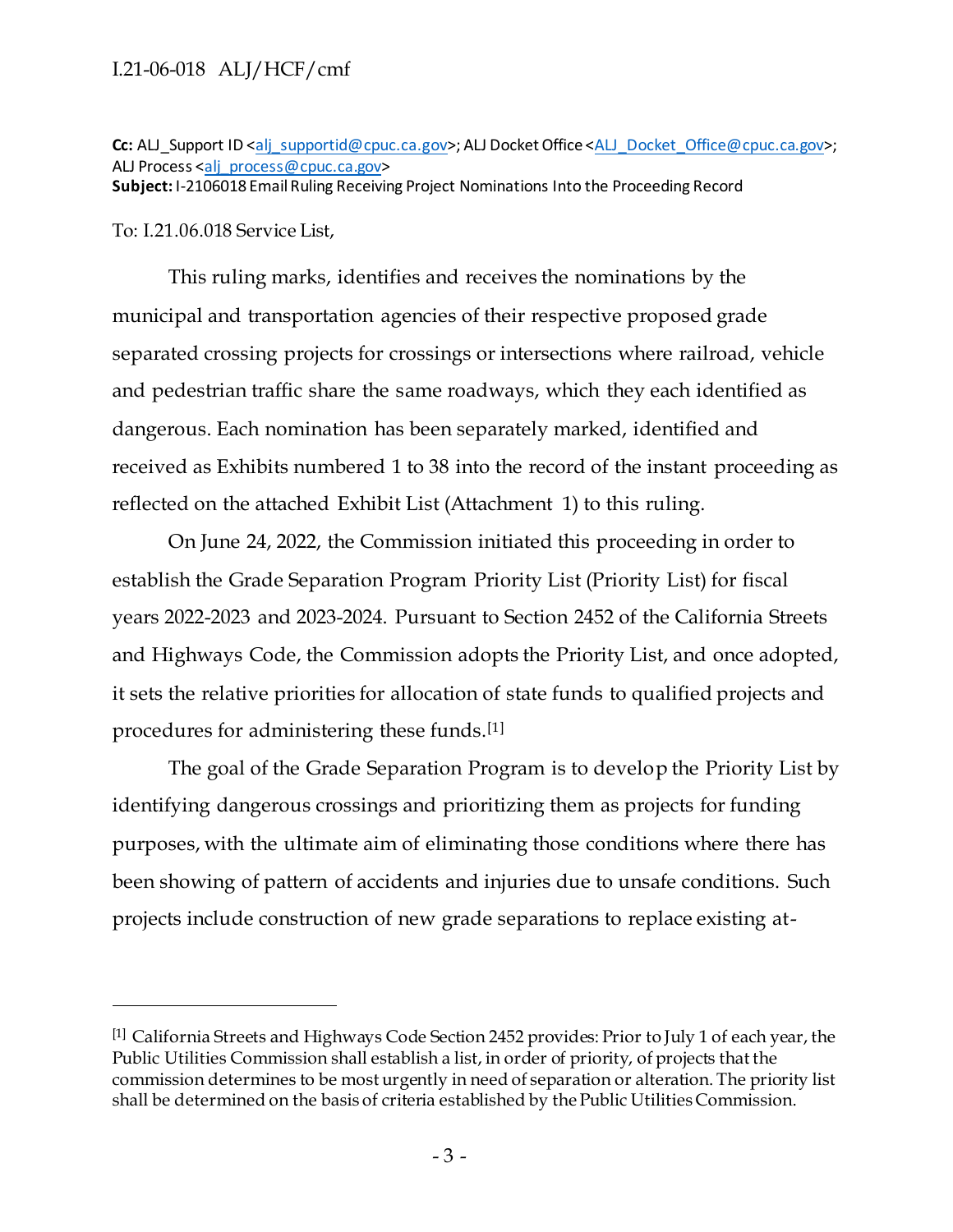**Cc:** ALJ_Support ID <alj_supportid@cpuc.ca.gov>; ALJ Docket Office <ALJ_Docket_Office@cpuc.ca.gov>; ALJ Process <alj_process@cpuc.ca.gov>
**Subject:** I-2106018 Email Ruling Receiving Project Nominations Into the Proceeding Record

To: I.21.06.018 Service List,

This ruling marks, identifies and receives the nominations by the municipal and transportation agencies of their respective proposed grade separated crossing projects for crossings or intersections where railroad, vehicle and pedestrian traffic share the same roadways, which they each identified as dangerous. Each nomination has been separately marked, identified and received as Exhibits numbered 1 to 38 into the record of the instant proceeding as reflected on the attached Exhibit List (Attachment 1) to this ruling.

On June 24, 2022, the Commission initiated this proceeding in order to establish the Grade Separation Program Priority List (Priority List) for fiscal years 2022-2023 and 2023-2024. Pursuant to Section 2452 of the California Streets and Highways Code, the Commission adopts the Priority List, and once adopted, it sets the relative priorities for allocation of state funds to qualified projects and procedures for administering these funds.[1]

The goal of the Grade Separation Program is to develop the Priority List by identifying dangerous crossings and prioritizing them as projects for funding purposes, with the ultimate aim of eliminating those conditions where there has been showing of pattern of accidents and injuries due to unsafe conditions. Such projects include construction of new grade separations to replace existing at-

---

[1] California Streets and Highways Code Section 2452 provides: Prior to July 1 of each year, the Public Utilities Commission shall establish a list, in order of priority, of projects that the commission determines to be most urgently in need of separation or alteration. The priority list shall be determined on the basis of criteria established by the Public Utilities Commission.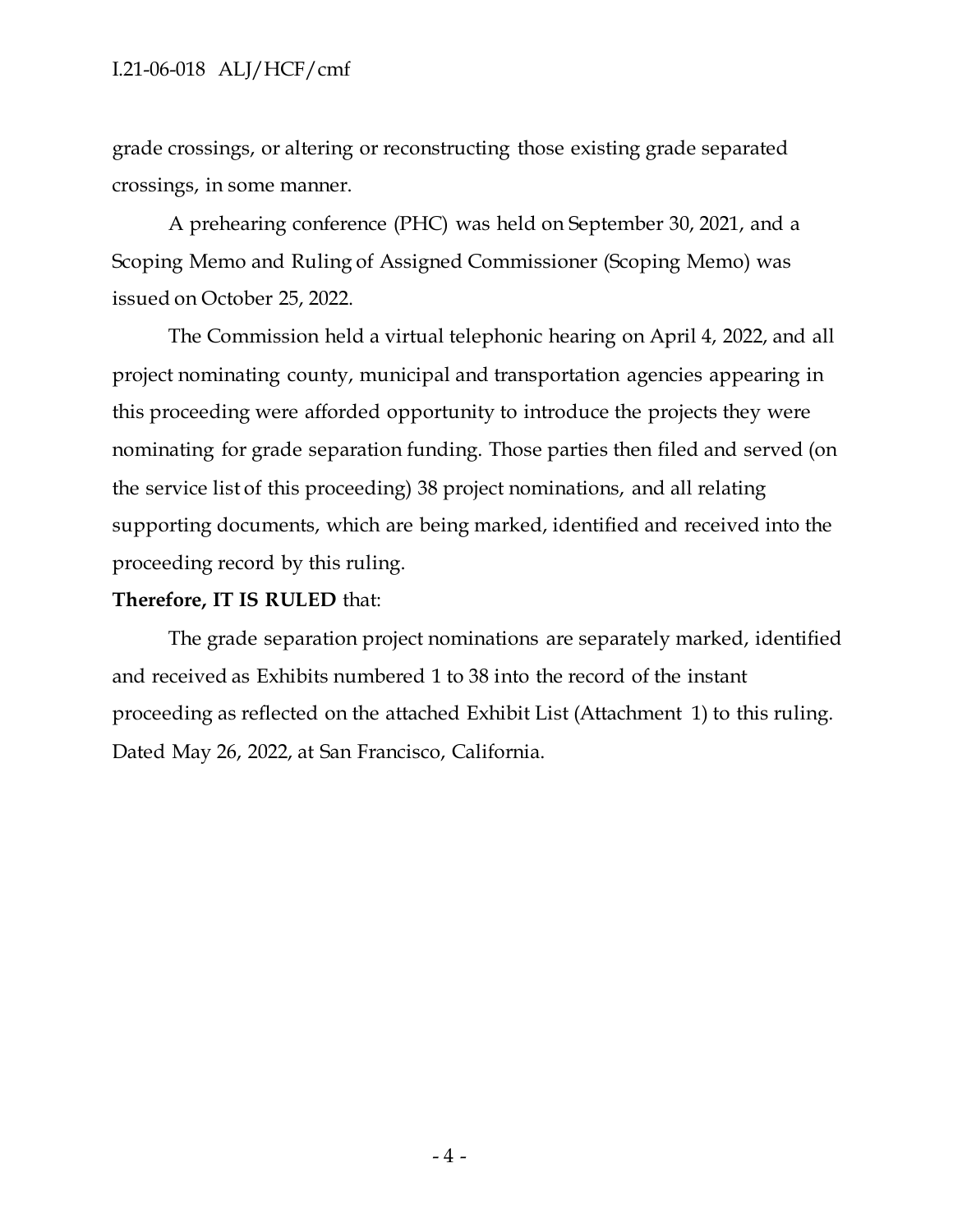grade crossings, or altering or reconstructing those existing grade separated crossings, in some manner.

A prehearing conference (PHC) was held on September 30, 2021, and a Scoping Memo and Ruling of Assigned Commissioner (Scoping Memo) was issued on October 25, 2022.

The Commission held a virtual telephonic hearing on April 4, 2022, and all project nominating county, municipal and transportation agencies appearing in this proceeding were afforded opportunity to introduce the projects they were nominating for grade separation funding. Those parties then filed and served (on the service list of this proceeding) 38 project nominations, and all relating supporting documents, which are being marked, identified and received into the proceeding record by this ruling.

**Therefore, IT IS RULED** that:

The grade separation project nominations are separately marked, identified and received as Exhibits numbered 1 to 38 into the record of the instant proceeding as reflected on the attached Exhibit List (Attachment 1) to this ruling.

Dated May 26, 2022, at San Francisco, California.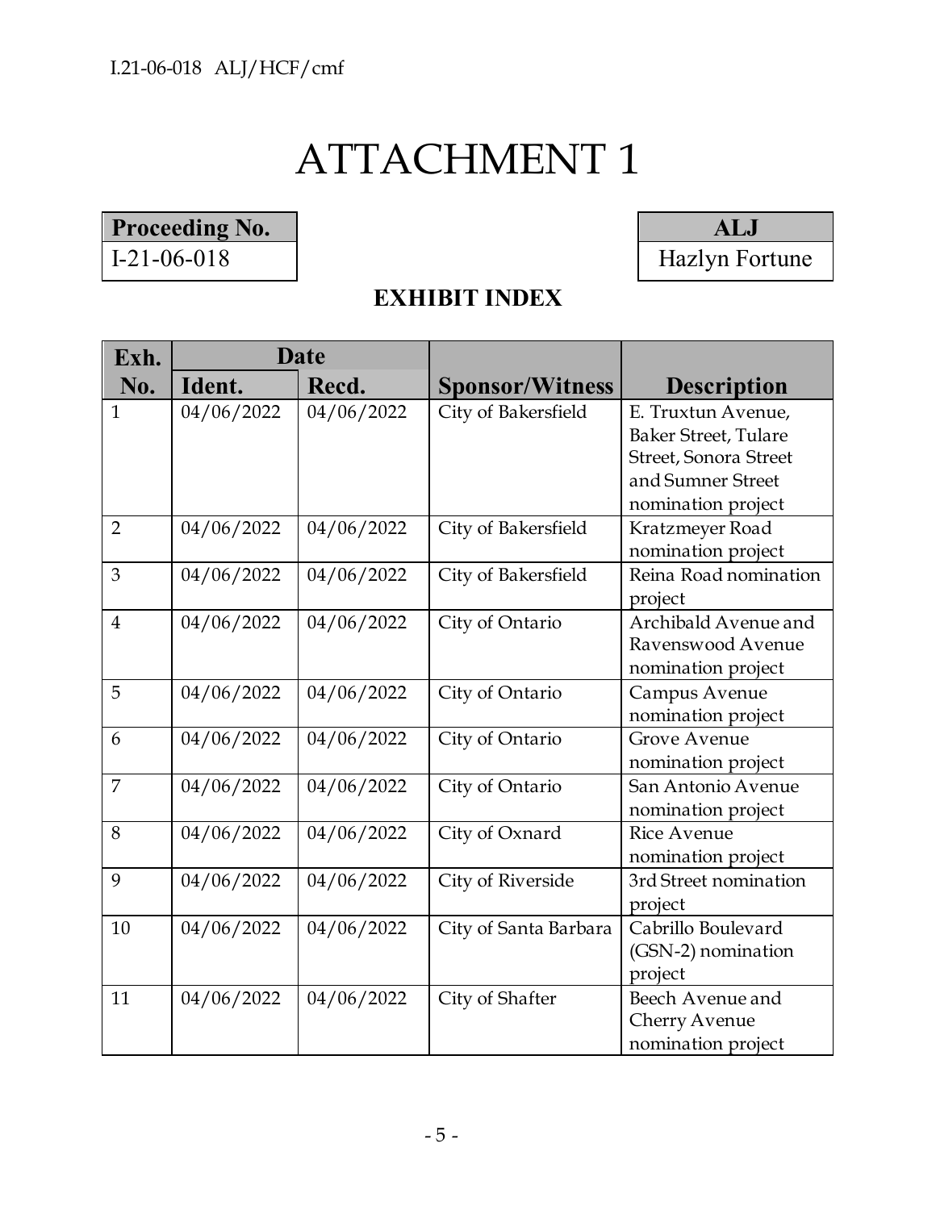# ATTACHMENT 1

| Proceeding No. |
| --- |
| I-21-06-018 |

| ALJ |
| --- |
| Hazlyn Fortune |

## EXHIBIT INDEX

| Exh. No. | Date | | Sponsor/Witness | Description |
| --- | --- | --- | --- | --- |
| | Ident. | Recd. | | |
| 1 | 04/06/2022 | 04/06/2022 | City of Bakersfield | E. Truxtun Avenue, Baker Street, Tulare Street, Sonora Street and Sumner Street nomination project |
| 2 | 04/06/2022 | 04/06/2022 | City of Bakersfield | Kratzmeyer Road nomination project |
| 3 | 04/06/2022 | 04/06/2022 | City of Bakersfield | Reina Road nomination project |
| 4 | 04/06/2022 | 04/06/2022 | City of Ontario | Archibald Avenue and Ravenswood Avenue nomination project |
| 5 | 04/06/2022 | 04/06/2022 | City of Ontario | Campus Avenue nomination project |
| 6 | 04/06/2022 | 04/06/2022 | City of Ontario | Grove Avenue nomination project |
| 7 | 04/06/2022 | 04/06/2022 | City of Ontario | San Antonio Avenue nomination project |
| 8 | 04/06/2022 | 04/06/2022 | City of Oxnard | Rice Avenue nomination project |
| 9 | 04/06/2022 | 04/06/2022 | City of Riverside | 3rd Street nomination project |
| 10 | 04/06/2022 | 04/06/2022 | City of Santa Barbara | Cabrillo Boulevard (GSN-2) nomination project |
| 11 | 04/06/2022 | 04/06/2022 | City of Shafter | Beech Avenue and Cherry Avenue nomination project |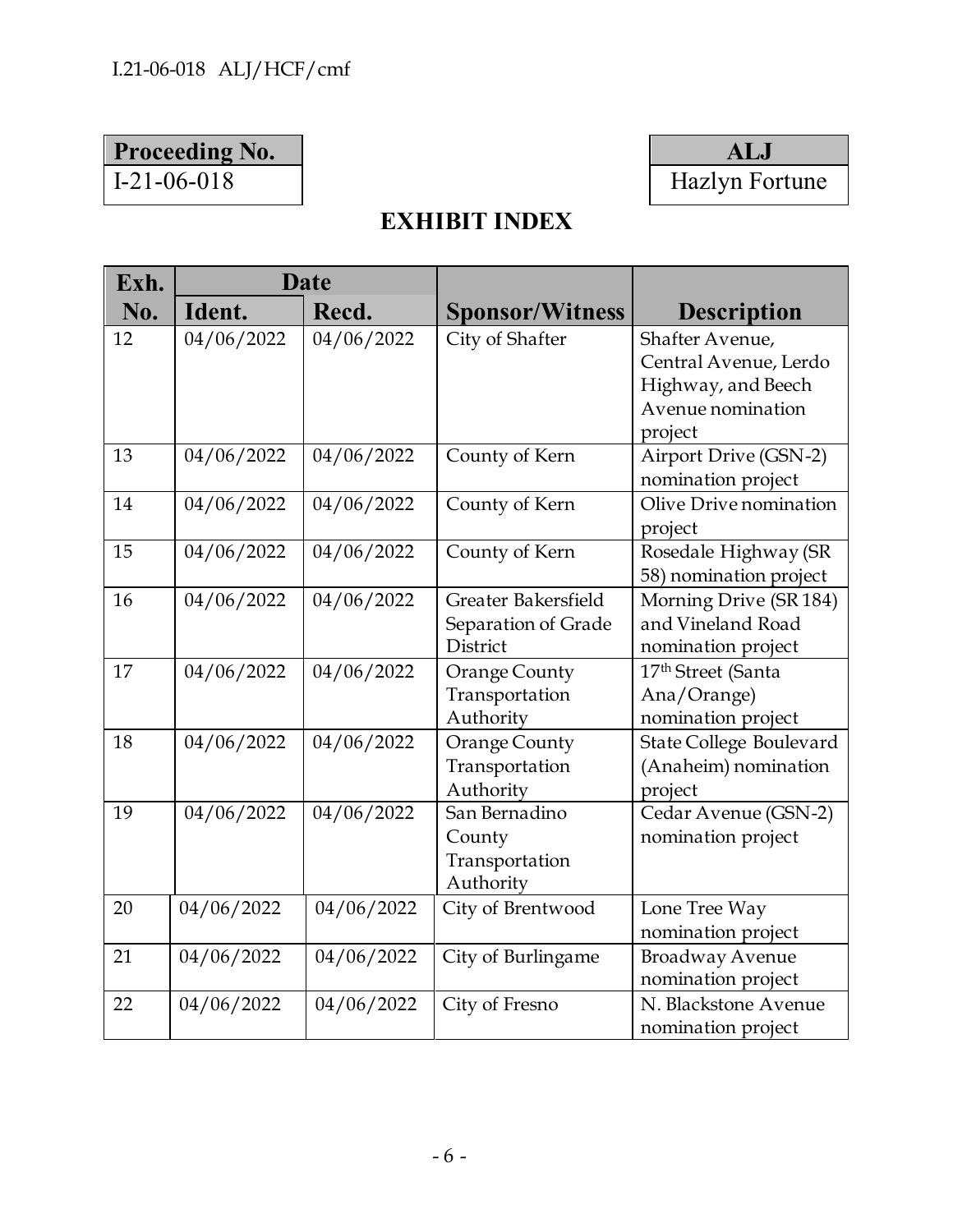| Proceeding No. |
|---|
| I-21-06-018 |

| ALJ |
|---|
| Hazlyn Fortune |

# EXHIBIT INDEX

| Exh. No. | Date Ident. | Date Recd. | Sponsor/Witness | Description |
|---|---|---|---|---|
| 12 | 04/06/2022 | 04/06/2022 | City of Shafter | Shafter Avenue, Central Avenue, Lerdo Highway, and Beech Avenue nomination project |
| 13 | 04/06/2022 | 04/06/2022 | County of Kern | Airport Drive (GSN-2) nomination project |
| 14 | 04/06/2022 | 04/06/2022 | County of Kern | Olive Drive nomination project |
| 15 | 04/06/2022 | 04/06/2022 | County of Kern | Rosedale Highway (SR 58) nomination project |
| 16 | 04/06/2022 | 04/06/2022 | Greater Bakersfield Separation of Grade District | Morning Drive (SR 184) and Vineland Road nomination project |
| 17 | 04/06/2022 | 04/06/2022 | Orange County Transportation Authority | 17th Street (Santa Ana/Orange) nomination project |
| 18 | 04/06/2022 | 04/06/2022 | Orange County Transportation Authority | State College Boulevard (Anaheim) nomination project |
| 19 | 04/06/2022 | 04/06/2022 | San Bernadino County Transportation Authority | Cedar Avenue (GSN-2) nomination project |
| 20 | 04/06/2022 | 04/06/2022 | City of Brentwood | Lone Tree Way nomination project |
| 21 | 04/06/2022 | 04/06/2022 | City of Burlingame | Broadway Avenue nomination project |
| 22 | 04/06/2022 | 04/06/2022 | City of Fresno | N. Blackstone Avenue nomination project |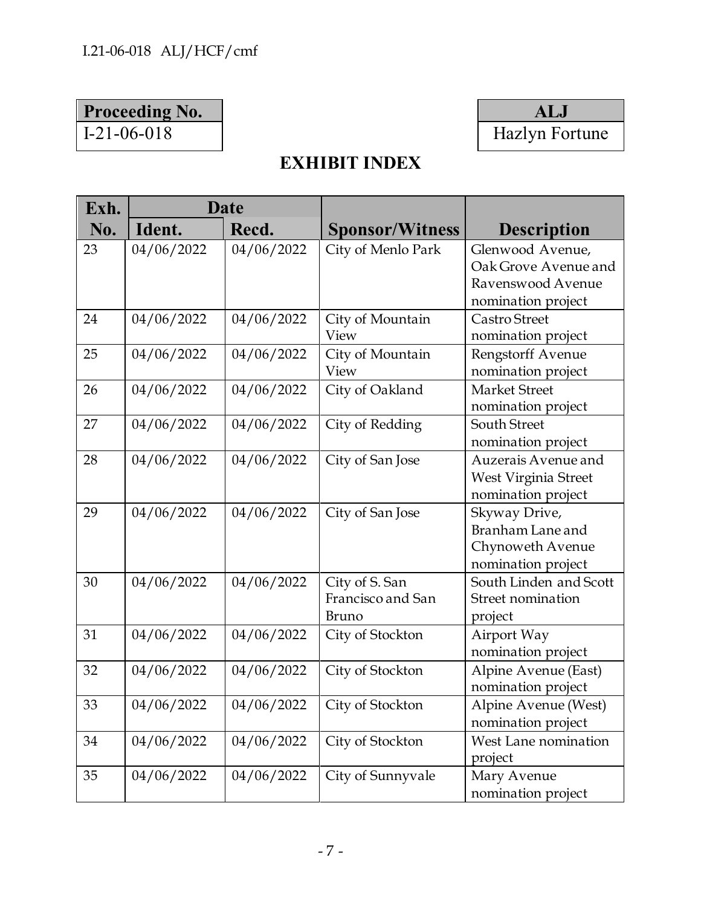| Proceeding No. |
|---|
| I-21-06-018 |

| ALJ |
|---|
| Hazlyn Fortune |

## EXHIBIT INDEX

| Exh. | Date | | | |
|---|---|---|---|---|
| No. | Ident. | Recd. | Sponsor/Witness | Description |
| 23 | 04/06/2022 | 04/06/2022 | City of Menlo Park | Glenwood Avenue, Oak Grove Avenue and Ravenswood Avenue nomination project |
| 24 | 04/06/2022 | 04/06/2022 | City of Mountain View | Castro Street nomination project |
| 25 | 04/06/2022 | 04/06/2022 | City of Mountain View | Rengstorff Avenue nomination project |
| 26 | 04/06/2022 | 04/06/2022 | City of Oakland | Market Street nomination project |
| 27 | 04/06/2022 | 04/06/2022 | City of Redding | South Street nomination project |
| 28 | 04/06/2022 | 04/06/2022 | City of San Jose | Auzerais Avenue and West Virginia Street nomination project |
| 29 | 04/06/2022 | 04/06/2022 | City of San Jose | Skyway Drive, Branham Lane and Chynoweth Avenue nomination project |
| 30 | 04/06/2022 | 04/06/2022 | City of S. San Francisco and San Bruno | South Linden and Scott Street nomination project |
| 31 | 04/06/2022 | 04/06/2022 | City of Stockton | Airport Way nomination project |
| 32 | 04/06/2022 | 04/06/2022 | City of Stockton | Alpine Avenue (East) nomination project |
| 33 | 04/06/2022 | 04/06/2022 | City of Stockton | Alpine Avenue (West) nomination project |
| 34 | 04/06/2022 | 04/06/2022 | City of Stockton | West Lane nomination project |
| 35 | 04/06/2022 | 04/06/2022 | City of Sunnyvale | Mary Avenue nomination project |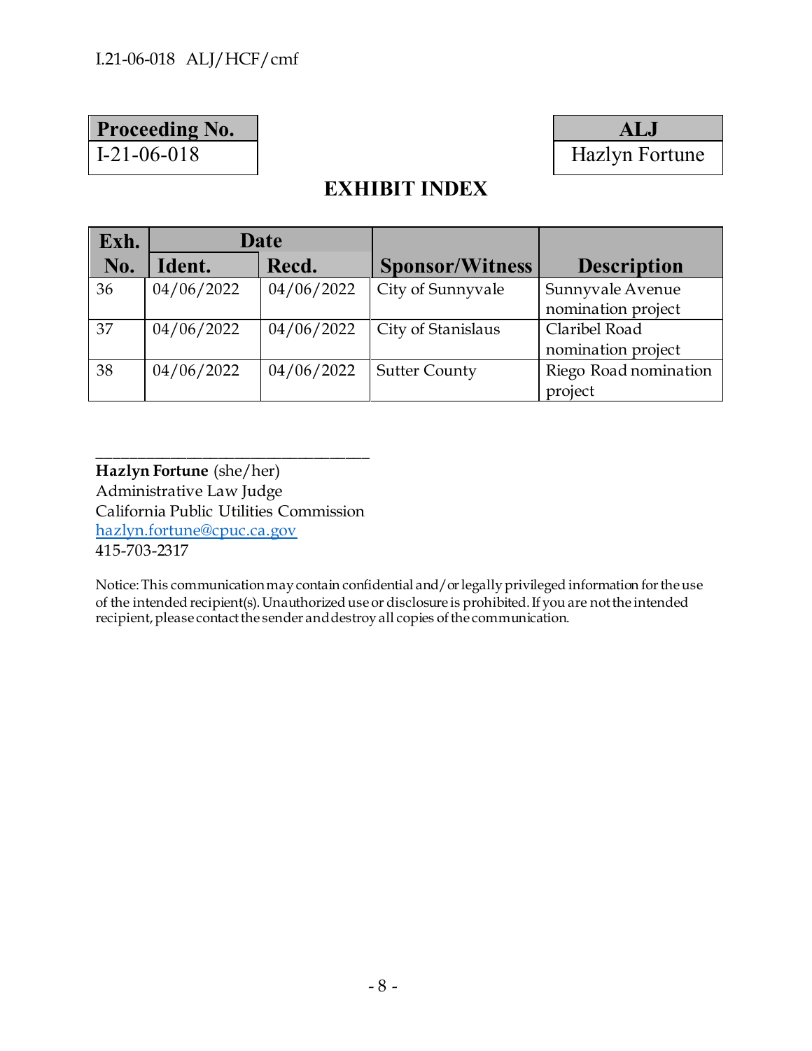| Proceeding No. |
|---|
| I-21-06-018 |

| ALJ |
|---|
| Hazlyn Fortune |

## EXHIBIT INDEX

| Exh. No. | Date Ident. | Date Recd. | Sponsor/Witness | Description |
|---|---|---|---|---|
| 36 | 04/06/2022 | 04/06/2022 | City of Sunnyvale | Sunnyvale Avenue nomination project |
| 37 | 04/06/2022 | 04/06/2022 | City of Stanislaus | Claribel Road nomination project |
| 38 | 04/06/2022 | 04/06/2022 | Sutter County | Riego Road nomination project |

\_\_\_\_\_\_\_\_\_\_\_\_\_\_\_\_\_\_\_\_\_\_\_\_\_\_\_\_\_\_\_\_\_\_\_\_

**Hazlyn Fortune** (she/her)
Administrative Law Judge
California Public Utilities Commission
hazlyn.fortune@cpuc.ca.gov
415-703-2317

Notice: This communication may contain confidential and/or legally privileged information for the use of the intended recipient(s). Unauthorized use or disclosure is prohibited. If you are not the intended recipient, please contact the sender and destroy all copies of the communication.